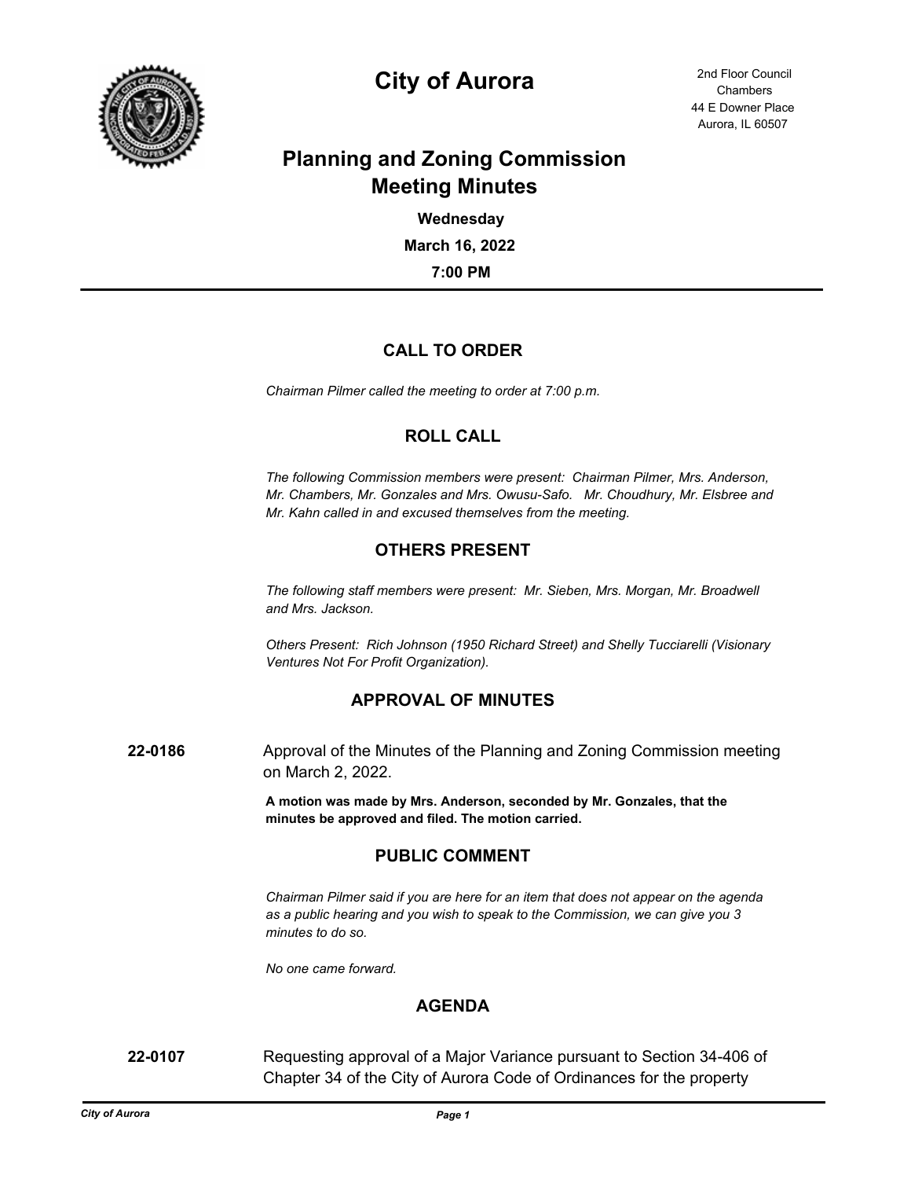# City of Aurora

2nd Floor Council Chambers
44 E Downer Place
Aurora, IL 60507

## Planning and Zoning Commission Meeting Minutes

**Wednesday**

**March 16, 2022**

**7:00 PM**

---

### CALL TO ORDER

*Chairman Pilmer called the meeting to order at 7:00 p.m.*

### ROLL CALL

*The following Commission members were present: Chairman Pilmer, Mrs. Anderson, Mr. Chambers, Mr. Gonzales and Mrs. Owusu-Safo. Mr. Choudhury, Mr. Elsbree and Mr. Kahn called in and excused themselves from the meeting.*

### OTHERS PRESENT

*The following staff members were present: Mr. Sieben, Mrs. Morgan, Mr. Broadwell and Mrs. Jackson.*

*Others Present: Rich Johnson (1950 Richard Street) and Shelly Tucciarelli (Visionary Ventures Not For Profit Organization).*

### APPROVAL OF MINUTES

**22-0186** Approval of the Minutes of the Planning and Zoning Commission meeting on March 2, 2022.

**A motion was made by Mrs. Anderson, seconded by Mr. Gonzales, that the minutes be approved and filed. The motion carried.**

### PUBLIC COMMENT

*Chairman Pilmer said if you are here for an item that does not appear on the agenda as a public hearing and you wish to speak to the Commission, we can give you 3 minutes to do so.*

*No one came forward.*

### AGENDA

**22-0107** Requesting approval of a Major Variance pursuant to Section 34-406 of Chapter 34 of the City of Aurora Code of Ordinances for the property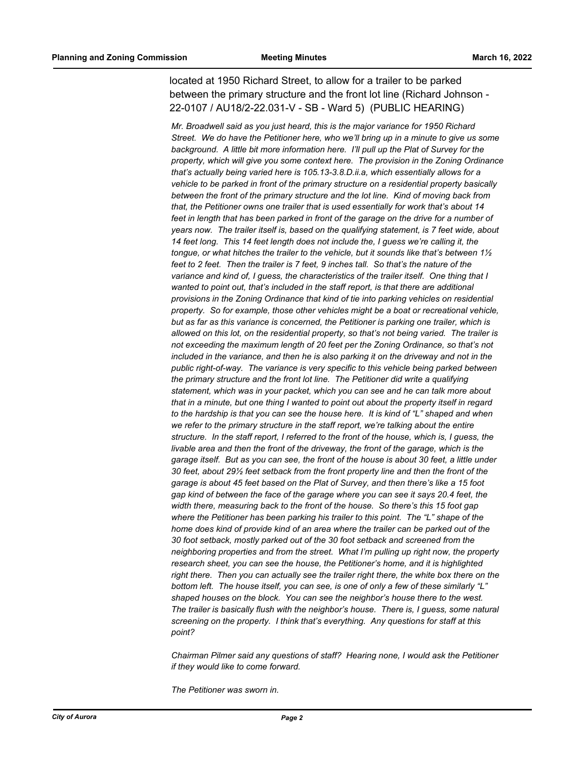located at 1950 Richard Street, to allow for a trailer to be parked between the primary structure and the front lot line (Richard Johnson - 22-0107 / AU18/2-22.031-V - SB - Ward 5) (PUBLIC HEARING)

*Mr. Broadwell said as you just heard, this is the major variance for 1950 Richard Street. We do have the Petitioner here, who we'll bring up in a minute to give us some background. A little bit more information here. I'll pull up the Plat of Survey for the property, which will give you some context here. The provision in the Zoning Ordinance that's actually being varied here is 105.13-3.8.D.ii.a, which essentially allows for a vehicle to be parked in front of the primary structure on a residential property basically between the front of the primary structure and the lot line. Kind of moving back from that, the Petitioner owns one trailer that is used essentially for work that's about 14 feet in length that has been parked in front of the garage on the drive for a number of years now. The trailer itself is, based on the qualifying statement, is 7 feet wide, about 14 feet long. This 14 feet length does not include the, I guess we're calling it, the tongue, or what hitches the trailer to the vehicle, but it sounds like that's between 1½ feet to 2 feet. Then the trailer is 7 feet, 9 inches tall. So that's the nature of the variance and kind of, I guess, the characteristics of the trailer itself. One thing that I wanted to point out, that's included in the staff report, is that there are additional provisions in the Zoning Ordinance that kind of tie into parking vehicles on residential property. So for example, those other vehicles might be a boat or recreational vehicle, but as far as this variance is concerned, the Petitioner is parking one trailer, which is allowed on this lot, on the residential property, so that's not being varied. The trailer is not exceeding the maximum length of 20 feet per the Zoning Ordinance, so that's not included in the variance, and then he is also parking it on the driveway and not in the public right-of-way. The variance is very specific to this vehicle being parked between the primary structure and the front lot line. The Petitioner did write a qualifying statement, which was in your packet, which you can see and he can talk more about that in a minute, but one thing I wanted to point out about the property itself in regard to the hardship is that you can see the house here. It is kind of "L" shaped and when we refer to the primary structure in the staff report, we're talking about the entire structure. In the staff report, I referred to the front of the house, which is, I guess, the livable area and then the front of the driveway, the front of the garage, which is the garage itself. But as you can see, the front of the house is about 30 feet, a little under 30 feet, about 29½ feet setback from the front property line and then the front of the garage is about 45 feet based on the Plat of Survey, and then there's like a 15 foot gap kind of between the face of the garage where you can see it says 20.4 feet, the width there, measuring back to the front of the house. So there's this 15 foot gap where the Petitioner has been parking his trailer to this point. The "L" shape of the home does kind of provide kind of an area where the trailer can be parked out of the 30 foot setback, mostly parked out of the 30 foot setback and screened from the neighboring properties and from the street. What I'm pulling up right now, the property research sheet, you can see the house, the Petitioner's home, and it is highlighted right there. Then you can actually see the trailer right there, the white box there on the bottom left. The house itself, you can see, is one of only a few of these similarly "L" shaped houses on the block. You can see the neighbor's house there to the west. The trailer is basically flush with the neighbor's house. There is, I guess, some natural screening on the property. I think that's everything. Any questions for staff at this point?*

*Chairman Pilmer said any questions of staff? Hearing none, I would ask the Petitioner if they would like to come forward.*

*The Petitioner was sworn in.*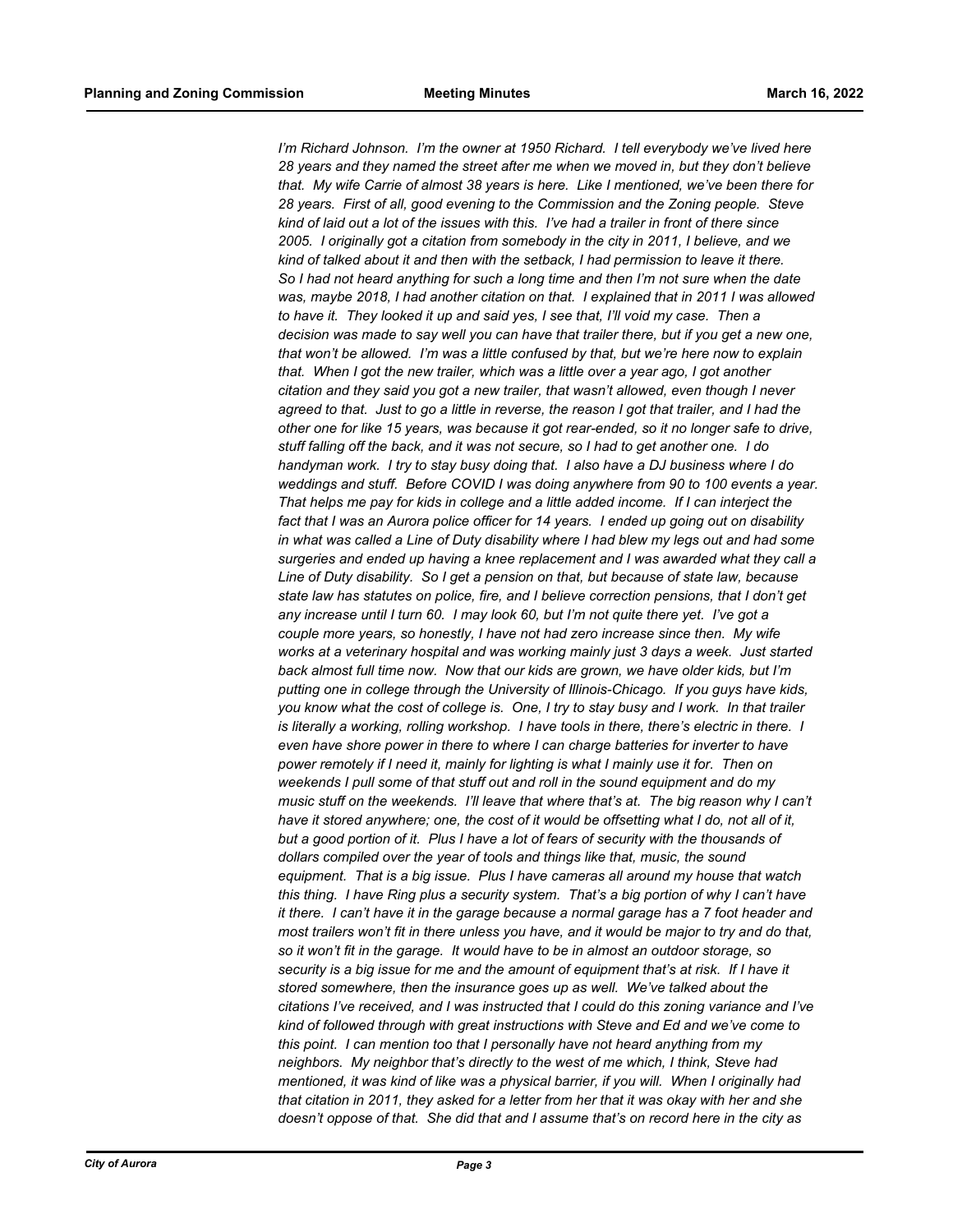*I'm Richard Johnson. I'm the owner at 1950 Richard. I tell everybody we've lived here 28 years and they named the street after me when we moved in, but they don't believe that. My wife Carrie of almost 38 years is here. Like I mentioned, we've been there for 28 years. First of all, good evening to the Commission and the Zoning people. Steve kind of laid out a lot of the issues with this. I've had a trailer in front of there since 2005. I originally got a citation from somebody in the city in 2011, I believe, and we kind of talked about it and then with the setback, I had permission to leave it there. So I had not heard anything for such a long time and then I'm not sure when the date was, maybe 2018, I had another citation on that. I explained that in 2011 I was allowed to have it. They looked it up and said yes, I see that, I'll void my case. Then a decision was made to say well you can have that trailer there, but if you get a new one, that won't be allowed. I'm was a little confused by that, but we're here now to explain that. When I got the new trailer, which was a little over a year ago, I got another citation and they said you got a new trailer, that wasn't allowed, even though I never agreed to that. Just to go a little in reverse, the reason I got that trailer, and I had the other one for like 15 years, was because it got rear-ended, so it no longer safe to drive, stuff falling off the back, and it was not secure, so I had to get another one. I do handyman work. I try to stay busy doing that. I also have a DJ business where I do weddings and stuff. Before COVID I was doing anywhere from 90 to 100 events a year. That helps me pay for kids in college and a little added income. If I can interject the fact that I was an Aurora police officer for 14 years. I ended up going out on disability in what was called a Line of Duty disability where I had blew my legs out and had some surgeries and ended up having a knee replacement and I was awarded what they call a Line of Duty disability. So I get a pension on that, but because of state law, because state law has statutes on police, fire, and I believe correction pensions, that I don't get any increase until I turn 60. I may look 60, but I'm not quite there yet. I've got a couple more years, so honestly, I have not had zero increase since then. My wife works at a veterinary hospital and was working mainly just 3 days a week. Just started back almost full time now. Now that our kids are grown, we have older kids, but I'm putting one in college through the University of Illinois-Chicago. If you guys have kids, you know what the cost of college is. One, I try to stay busy and I work. In that trailer is literally a working, rolling workshop. I have tools in there, there's electric in there. I even have shore power in there to where I can charge batteries for inverter to have power remotely if I need it, mainly for lighting is what I mainly use it for. Then on weekends I pull some of that stuff out and roll in the sound equipment and do my music stuff on the weekends. I'll leave that where that's at. The big reason why I can't have it stored anywhere; one, the cost of it would be offsetting what I do, not all of it, but a good portion of it. Plus I have a lot of fears of security with the thousands of dollars compiled over the year of tools and things like that, music, the sound equipment. That is a big issue. Plus I have cameras all around my house that watch this thing. I have Ring plus a security system. That's a big portion of why I can't have it there. I can't have it in the garage because a normal garage has a 7 foot header and most trailers won't fit in there unless you have, and it would be major to try and do that, so it won't fit in the garage. It would have to be in almost an outdoor storage, so security is a big issue for me and the amount of equipment that's at risk. If I have it stored somewhere, then the insurance goes up as well. We've talked about the citations I've received, and I was instructed that I could do this zoning variance and I've kind of followed through with great instructions with Steve and Ed and we've come to this point. I can mention too that I personally have not heard anything from my neighbors. My neighbor that's directly to the west of me which, I think, Steve had mentioned, it was kind of like was a physical barrier, if you will. When I originally had that citation in 2011, they asked for a letter from her that it was okay with her and she doesn't oppose of that. She did that and I assume that's on record here in the city as*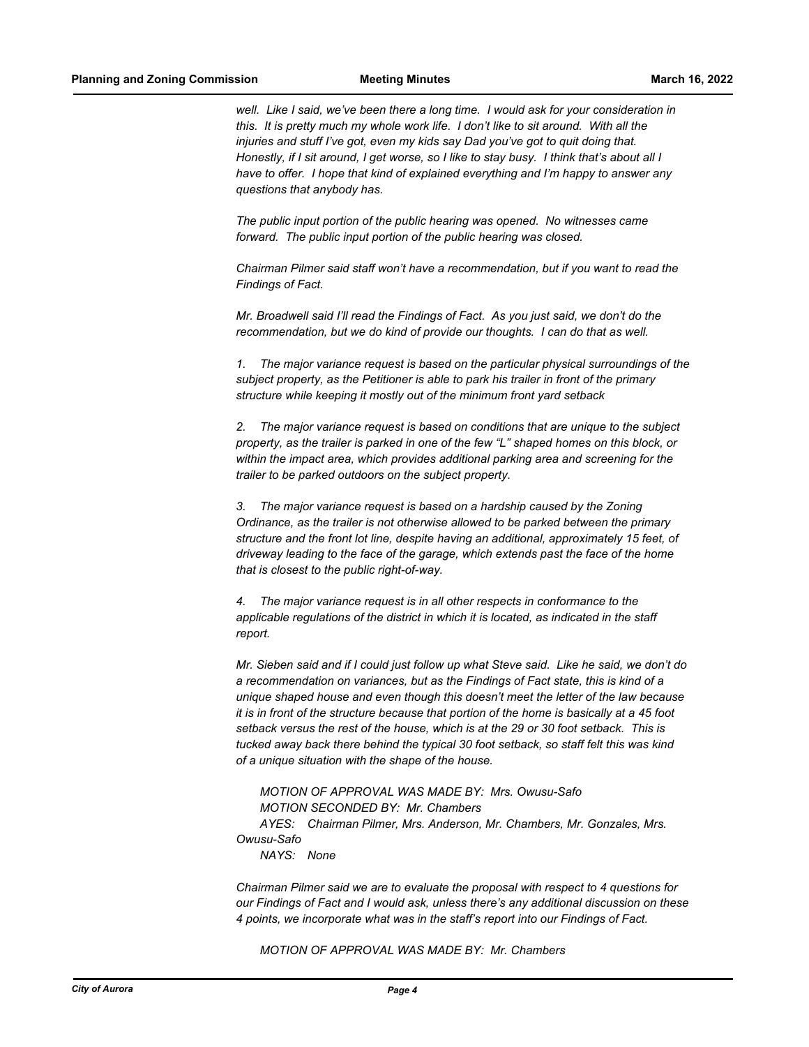*well. Like I said, we've been there a long time. I would ask for your consideration in this. It is pretty much my whole work life. I don't like to sit around. With all the injuries and stuff I've got, even my kids say Dad you've got to quit doing that. Honestly, if I sit around, I get worse, so I like to stay busy. I think that's about all I have to offer. I hope that kind of explained everything and I'm happy to answer any questions that anybody has.*

*The public input portion of the public hearing was opened. No witnesses came forward. The public input portion of the public hearing was closed.*

*Chairman Pilmer said staff won't have a recommendation, but if you want to read the Findings of Fact.*

*Mr. Broadwell said I'll read the Findings of Fact. As you just said, we don't do the recommendation, but we do kind of provide our thoughts. I can do that as well.*

*1. The major variance request is based on the particular physical surroundings of the subject property, as the Petitioner is able to park his trailer in front of the primary structure while keeping it mostly out of the minimum front yard setback*

*2. The major variance request is based on conditions that are unique to the subject property, as the trailer is parked in one of the few "L" shaped homes on this block, or within the impact area, which provides additional parking area and screening for the trailer to be parked outdoors on the subject property.*

*3. The major variance request is based on a hardship caused by the Zoning Ordinance, as the trailer is not otherwise allowed to be parked between the primary structure and the front lot line, despite having an additional, approximately 15 feet, of driveway leading to the face of the garage, which extends past the face of the home that is closest to the public right-of-way.*

*4. The major variance request is in all other respects in conformance to the applicable regulations of the district in which it is located, as indicated in the staff report.*

*Mr. Sieben said and if I could just follow up what Steve said. Like he said, we don't do a recommendation on variances, but as the Findings of Fact state, this is kind of a unique shaped house and even though this doesn't meet the letter of the law because it is in front of the structure because that portion of the home is basically at a 45 foot setback versus the rest of the house, which is at the 29 or 30 foot setback. This is tucked away back there behind the typical 30 foot setback, so staff felt this was kind of a unique situation with the shape of the house.*

*MOTION OF APPROVAL WAS MADE BY: Mrs. Owusu-Safo*
*MOTION SECONDED BY: Mr. Chambers*
*AYES: Chairman Pilmer, Mrs. Anderson, Mr. Chambers, Mr. Gonzales, Mrs. Owusu-Safo*
*NAYS: None*

*Chairman Pilmer said we are to evaluate the proposal with respect to 4 questions for our Findings of Fact and I would ask, unless there's any additional discussion on these 4 points, we incorporate what was in the staff's report into our Findings of Fact.*

*MOTION OF APPROVAL WAS MADE BY: Mr. Chambers*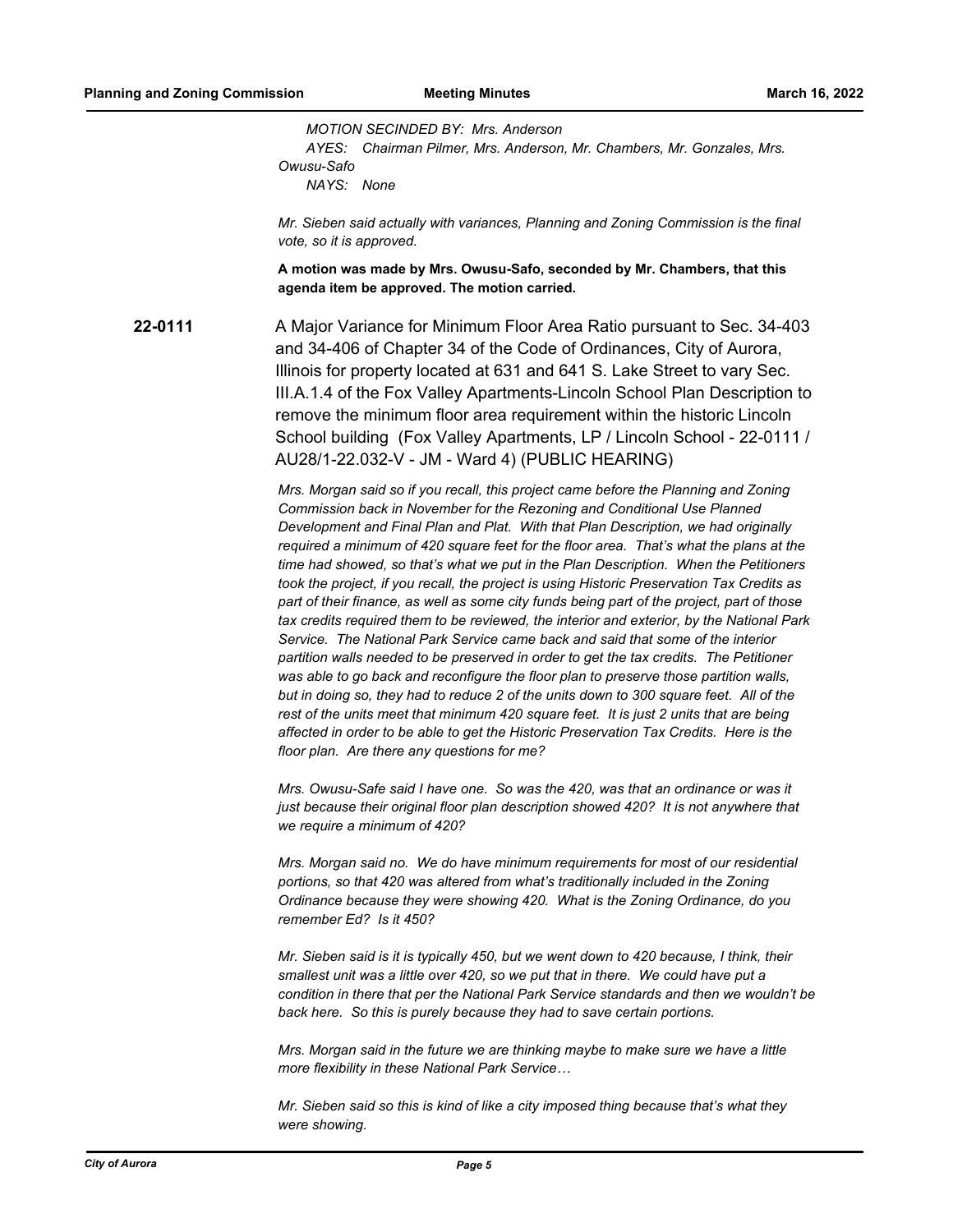*MOTION SECINDED BY: Mrs. Anderson*
*AYES: Chairman Pilmer, Mrs. Anderson, Mr. Chambers, Mr. Gonzales, Mrs. Owusu-Safo*
*NAYS: None*

*Mr. Sieben said actually with variances, Planning and Zoning Commission is the final vote, so it is approved.*

**A motion was made by Mrs. Owusu-Safo, seconded by Mr. Chambers, that this agenda item be approved. The motion carried.**

**22-0111** A Major Variance for Minimum Floor Area Ratio pursuant to Sec. 34-403 and 34-406 of Chapter 34 of the Code of Ordinances, City of Aurora, Illinois for property located at 631 and 641 S. Lake Street to vary Sec. III.A.1.4 of the Fox Valley Apartments-Lincoln School Plan Description to remove the minimum floor area requirement within the historic Lincoln School building (Fox Valley Apartments, LP / Lincoln School - 22-0111 / AU28/1-22.032-V - JM - Ward 4) (PUBLIC HEARING)

*Mrs. Morgan said so if you recall, this project came before the Planning and Zoning Commission back in November for the Rezoning and Conditional Use Planned Development and Final Plan and Plat. With that Plan Description, we had originally required a minimum of 420 square feet for the floor area. That's what the plans at the time had showed, so that's what we put in the Plan Description. When the Petitioners took the project, if you recall, the project is using Historic Preservation Tax Credits as part of their finance, as well as some city funds being part of the project, part of those tax credits required them to be reviewed, the interior and exterior, by the National Park Service. The National Park Service came back and said that some of the interior partition walls needed to be preserved in order to get the tax credits. The Petitioner was able to go back and reconfigure the floor plan to preserve those partition walls, but in doing so, they had to reduce 2 of the units down to 300 square feet. All of the rest of the units meet that minimum 420 square feet. It is just 2 units that are being affected in order to be able to get the Historic Preservation Tax Credits. Here is the floor plan. Are there any questions for me?*

*Mrs. Owusu-Safe said I have one. So was the 420, was that an ordinance or was it just because their original floor plan description showed 420? It is not anywhere that we require a minimum of 420?*

*Mrs. Morgan said no. We do have minimum requirements for most of our residential portions, so that 420 was altered from what's traditionally included in the Zoning Ordinance because they were showing 420. What is the Zoning Ordinance, do you remember Ed? Is it 450?*

*Mr. Sieben said is it is typically 450, but we went down to 420 because, I think, their smallest unit was a little over 420, so we put that in there. We could have put a condition in there that per the National Park Service standards and then we wouldn't be back here. So this is purely because they had to save certain portions.*

*Mrs. Morgan said in the future we are thinking maybe to make sure we have a little more flexibility in these National Park Service…*

*Mr. Sieben said so this is kind of like a city imposed thing because that's what they were showing.*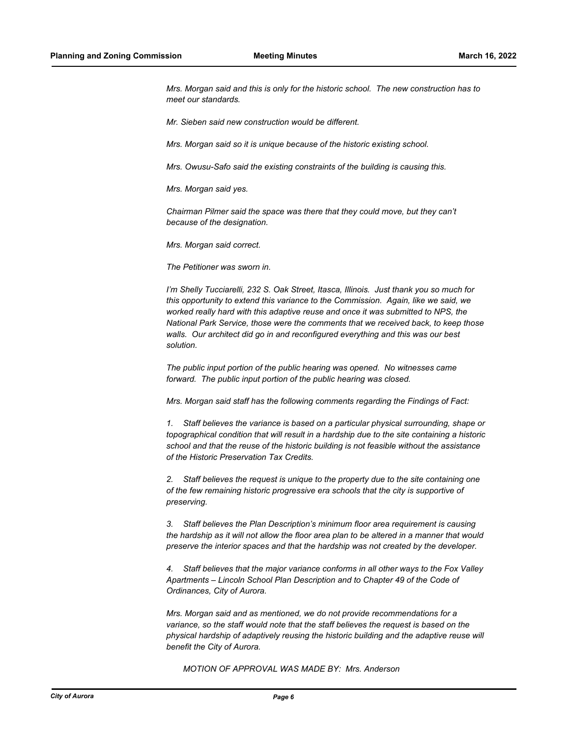*Mrs. Morgan said and this is only for the historic school. The new construction has to meet our standards.*

*Mr. Sieben said new construction would be different.*

*Mrs. Morgan said so it is unique because of the historic existing school.*

*Mrs. Owusu-Safo said the existing constraints of the building is causing this.*

*Mrs. Morgan said yes.*

*Chairman Pilmer said the space was there that they could move, but they can't because of the designation.*

*Mrs. Morgan said correct.*

*The Petitioner was sworn in.*

*I'm Shelly Tucciarelli, 232 S. Oak Street, Itasca, Illinois. Just thank you so much for this opportunity to extend this variance to the Commission. Again, like we said, we worked really hard with this adaptive reuse and once it was submitted to NPS, the National Park Service, those were the comments that we received back, to keep those walls. Our architect did go in and reconfigured everything and this was our best solution.*

*The public input portion of the public hearing was opened. No witnesses came forward. The public input portion of the public hearing was closed.*

*Mrs. Morgan said staff has the following comments regarding the Findings of Fact:*

1. *Staff believes the variance is based on a particular physical surrounding, shape or topographical condition that will result in a hardship due to the site containing a historic school and that the reuse of the historic building is not feasible without the assistance of the Historic Preservation Tax Credits.*

2. *Staff believes the request is unique to the property due to the site containing one of the few remaining historic progressive era schools that the city is supportive of preserving.*

3. *Staff believes the Plan Description's minimum floor area requirement is causing the hardship as it will not allow the floor area plan to be altered in a manner that would preserve the interior spaces and that the hardship was not created by the developer.*

4. *Staff believes that the major variance conforms in all other ways to the Fox Valley Apartments – Lincoln School Plan Description and to Chapter 49 of the Code of Ordinances, City of Aurora.*

*Mrs. Morgan said and as mentioned, we do not provide recommendations for a variance, so the staff would note that the staff believes the request is based on the physical hardship of adaptively reusing the historic building and the adaptive reuse will benefit the City of Aurora.*

*MOTION OF APPROVAL WAS MADE BY: Mrs. Anderson*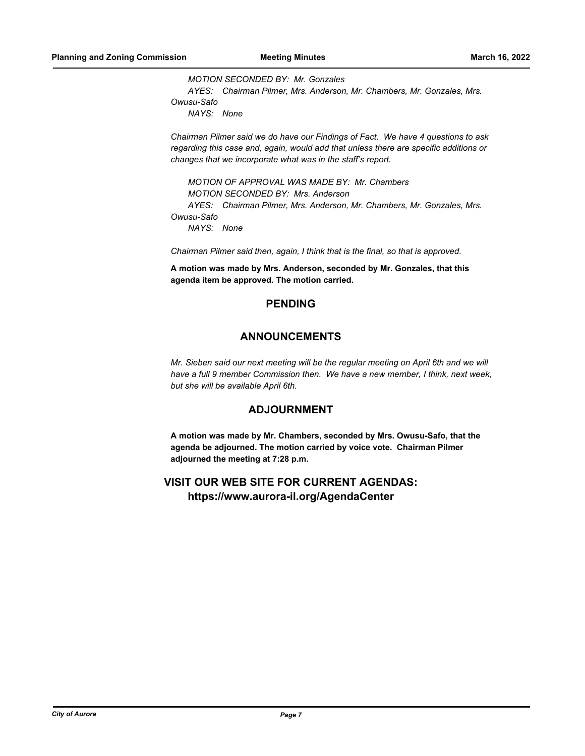*MOTION SECONDED BY: Mr. Gonzales*
*AYES: Chairman Pilmer, Mrs. Anderson, Mr. Chambers, Mr. Gonzales, Mrs. Owusu-Safo*
*NAYS: None*

*Chairman Pilmer said we do have our Findings of Fact. We have 4 questions to ask regarding this case and, again, would add that unless there are specific additions or changes that we incorporate what was in the staff's report.*

*MOTION OF APPROVAL WAS MADE BY: Mr. Chambers*
*MOTION SECONDED BY: Mrs. Anderson*
*AYES: Chairman Pilmer, Mrs. Anderson, Mr. Chambers, Mr. Gonzales, Mrs. Owusu-Safo*
*NAYS: None*

*Chairman Pilmer said then, again, I think that is the final, so that is approved.*

**A motion was made by Mrs. Anderson, seconded by Mr. Gonzales, that this agenda item be approved. The motion carried.**

## PENDING

## ANNOUNCEMENTS

*Mr. Sieben said our next meeting will be the regular meeting on April 6th and we will have a full 9 member Commission then. We have a new member, I think, next week, but she will be available April 6th.*

## ADJOURNMENT

**A motion was made by Mr. Chambers, seconded by Mrs. Owusu-Safo, that the agenda be adjourned. The motion carried by voice vote. Chairman Pilmer adjourned the meeting at 7:28 p.m.**

## VISIT OUR WEB SITE FOR CURRENT AGENDAS: https://www.aurora-il.org/AgendaCenter